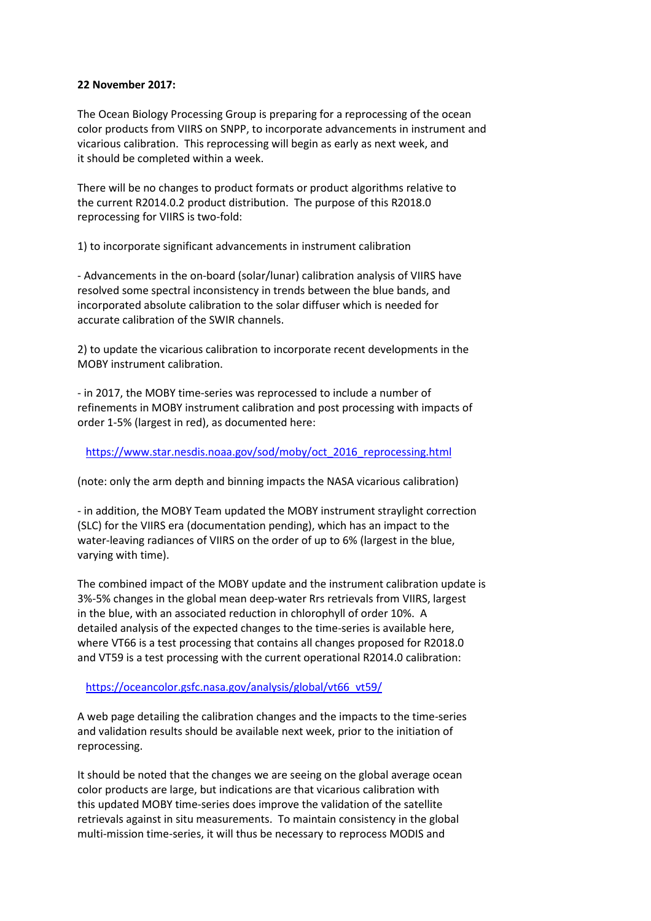**22 November 2017:**

The Ocean Biology Processing Group is preparing for a reprocessing of the ocean color products from VIIRS on SNPP, to incorporate advancements in instrument and vicarious calibration. This reprocessing will begin as early as next week, and it should be completed within a week.

There will be no changes to product formats or product algorithms relative to the current R2014.0.2 product distribution. The purpose of this R2018.0 reprocessing for VIIRS is two-fold:

1) to incorporate significant advancements in instrument calibration

- Advancements in the on-board (solar/lunar) calibration analysis of VIIRS have resolved some spectral inconsistency in trends between the blue bands, and incorporated absolute calibration to the solar diffuser which is needed for accurate calibration of the SWIR channels.

2) to update the vicarious calibration to incorporate recent developments in the MOBY instrument calibration.

- in 2017, the MOBY time-series was reprocessed to include a number of refinements in MOBY instrument calibration and post processing with impacts of order 1-5% (largest in red), as documented here:

https://www.star.nesdis.noaa.gov/sod/moby/oct_2016_reprocessing.html

(note: only the arm depth and binning impacts the NASA vicarious calibration)

- in addition, the MOBY Team updated the MOBY instrument straylight correction (SLC) for the VIIRS era (documentation pending), which has an impact to the water-leaving radiances of VIIRS on the order of up to 6% (largest in the blue, varying with time).

The combined impact of the MOBY update and the instrument calibration update is 3%-5% changes in the global mean deep-water Rrs retrievals from VIIRS, largest in the blue, with an associated reduction in chlorophyll of order 10%. A detailed analysis of the expected changes to the time-series is available here, where VT66 is a test processing that contains all changes proposed for R2018.0 and VT59 is a test processing with the current operational R2014.0 calibration:

https://oceancolor.gsfc.nasa.gov/analysis/global/vt66_vt59/

A web page detailing the calibration changes and the impacts to the time-series and validation results should be available next week, prior to the initiation of reprocessing.

It should be noted that the changes we are seeing on the global average ocean color products are large, but indications are that vicarious calibration with this updated MOBY time-series does improve the validation of the satellite retrievals against in situ measurements. To maintain consistency in the global multi-mission time-series, it will thus be necessary to reprocess MODIS and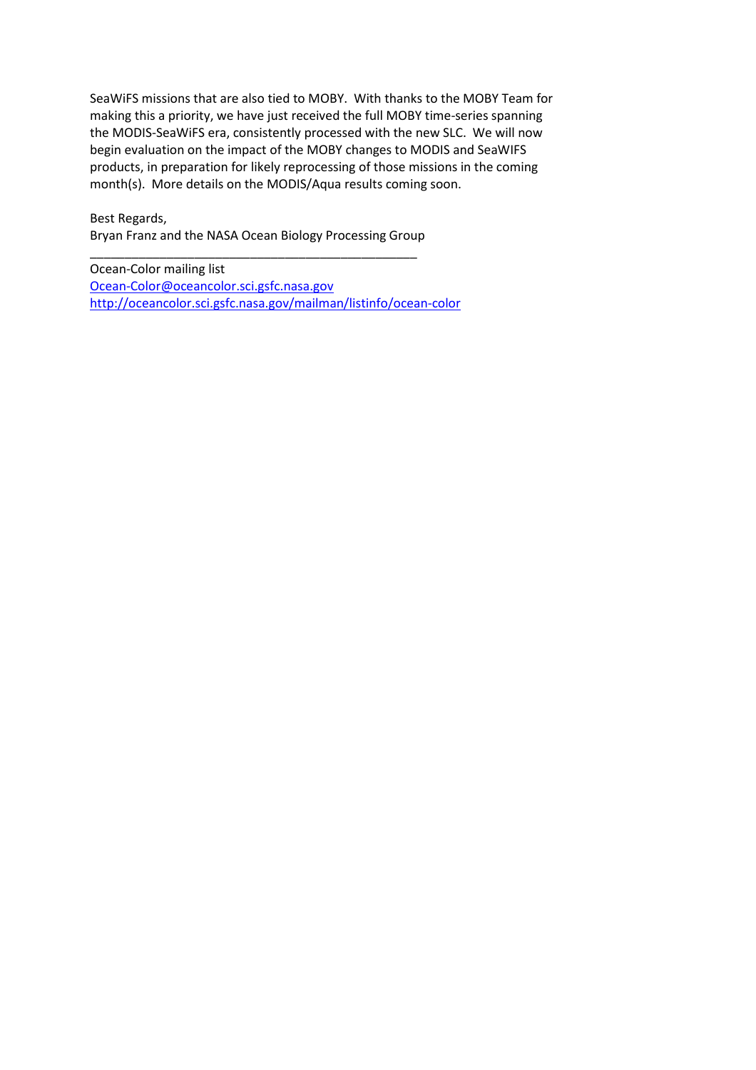SeaWiFS missions that are also tied to MOBY. With thanks to the MOBY Team for making this a priority, we have just received the full MOBY time-series spanning the MODIS-SeaWiFS era, consistently processed with the new SLC. We will now begin evaluation on the impact of the MOBY changes to MODIS and SeaWIFS products, in preparation for likely reprocessing of those missions in the coming month(s). More details on the MODIS/Aqua results coming soon.

Best Regards,
Bryan Franz and the NASA Ocean Biology Processing Group

_______________________________________________

Ocean-Color mailing list
[Ocean-Color@oceancolor.sci.gsfc.nasa.gov](mailto:Ocean-Color@oceancolor.sci.gsfc.nasa.gov)
[http://oceancolor.sci.gsfc.nasa.gov/mailman/listinfo/ocean-color](http://oceancolor.sci.gsfc.nasa.gov/mailman/listinfo/ocean-color)